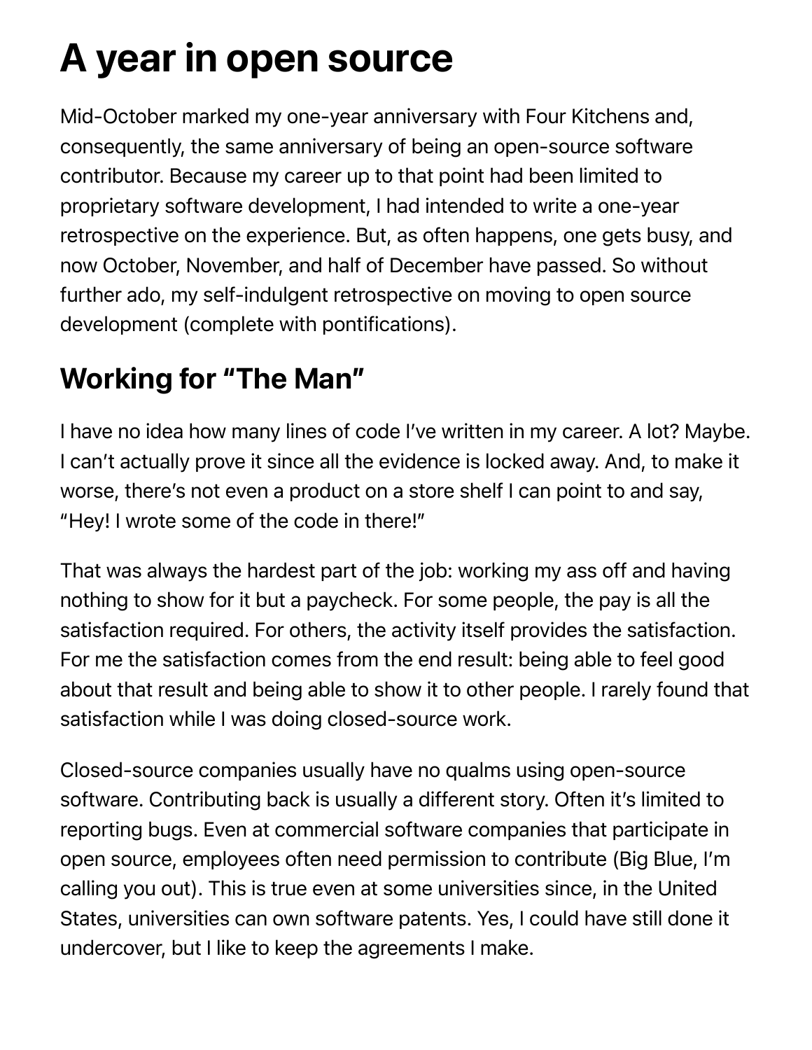# A year in open source

Mid-October marked my one-year anniversary with Four Kitchens and, consequently, the same anniversary of being an open-source software contributor. Because my career up to that point had been limited to proprietary software development, I had intended to write a one-year retrospective on the experience. But, as often happens, one gets busy, and now October, November, and half of December have passed. So without further ado, my self-indulgent retrospective on moving to open source development (complete with pontifications).

## Working for "The Man"

I have no idea how many lines of code I've written in my career. A lot? Maybe. I can't actually prove it since all the evidence is locked away. And, to make it worse, there's not even a product on a store shelf I can point to and say, "Hey! I wrote some of the code in there!"

That was always the hardest part of the job: working my ass off and having nothing to show for it but a paycheck. For some people, the pay is all the satisfaction required. For others, the activity itself provides the satisfaction. For me the satisfaction comes from the end result: being able to feel good about that result and being able to show it to other people. I rarely found that satisfaction while I was doing closed-source work.

Closed-source companies usually have no qualms using open-source software. Contributing back is usually a different story. Often it's limited to reporting bugs. Even at commercial software companies that participate in open source, employees often need permission to contribute (Big Blue, I'm calling you out). This is true even at some universities since, in the United States, universities can own software patents. Yes, I could have still done it undercover, but I like to keep the agreements I make.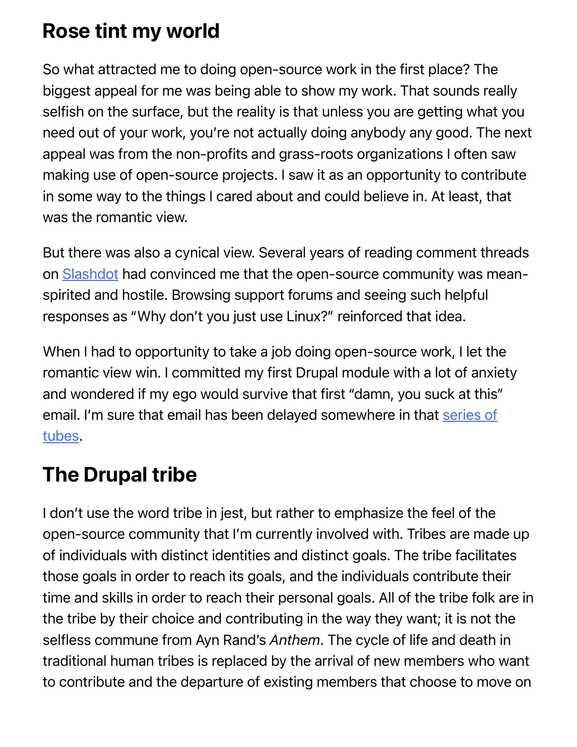## Rose tint my world

So what attracted me to doing open-source work in the first place? The biggest appeal for me was being able to show my work. That sounds really selfish on the surface, but the reality is that unless you are getting what you need out of your work, you're not actually doing anybody any good. The next appeal was from the non-profits and grass-roots organizations I often saw making use of open-source projects. I saw it as an opportunity to contribute in some way to the things I cared about and could believe in. At least, that was the romantic view.

But there was also a cynical view. Several years of reading comment threads on Slashdot had convinced me that the open-source community was mean-spirited and hostile. Browsing support forums and seeing such helpful responses as "Why don't you just use Linux?" reinforced that idea.

When I had to opportunity to take a job doing open-source work, I let the romantic view win. I committed my first Drupal module with a lot of anxiety and wondered if my ego would survive that first "damn, you suck at this" email. I'm sure that email has been delayed somewhere in that series of tubes.

## The Drupal tribe

I don't use the word tribe in jest, but rather to emphasize the feel of the open-source community that I'm currently involved with. Tribes are made up of individuals with distinct identities and distinct goals. The tribe facilitates those goals in order to reach its goals, and the individuals contribute their time and skills in order to reach their personal goals. All of the tribe folk are in the tribe by their choice and contributing in the way they want; it is not the selfless commune from Ayn Rand's *Anthem*. The cycle of life and death in traditional human tribes is replaced by the arrival of new members who want to contribute and the departure of existing members that choose to move on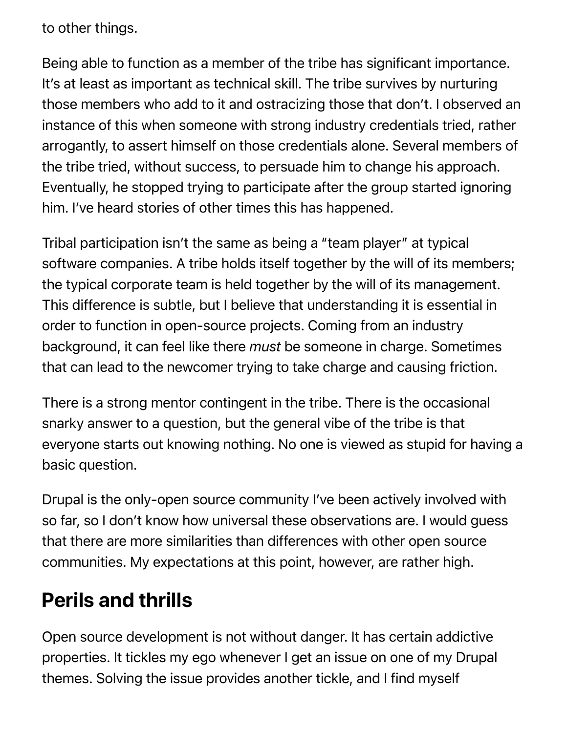to other things.

Being able to function as a member of the tribe has significant importance. It's at least as important as technical skill. The tribe survives by nurturing those members who add to it and ostracizing those that don't. I observed an instance of this when someone with strong industry credentials tried, rather arrogantly, to assert himself on those credentials alone. Several members of the tribe tried, without success, to persuade him to change his approach. Eventually, he stopped trying to participate after the group started ignoring him. I've heard stories of other times this has happened.

Tribal participation isn't the same as being a "team player" at typical software companies. A tribe holds itself together by the will of its members; the typical corporate team is held together by the will of its management. This difference is subtle, but I believe that understanding it is essential in order to function in open-source projects. Coming from an industry background, it can feel like there *must* be someone in charge. Sometimes that can lead to the newcomer trying to take charge and causing friction.

There is a strong mentor contingent in the tribe. There is the occasional snarky answer to a question, but the general vibe of the tribe is that everyone starts out knowing nothing. No one is viewed as stupid for having a basic question.

Drupal is the only-open source community I've been actively involved with so far, so I don't know how universal these observations are. I would guess that there are more similarities than differences with other open source communities. My expectations at this point, however, are rather high.

## Perils and thrills

Open source development is not without danger. It has certain addictive properties. It tickles my ego whenever I get an issue on one of my Drupal themes. Solving the issue provides another tickle, and I find myself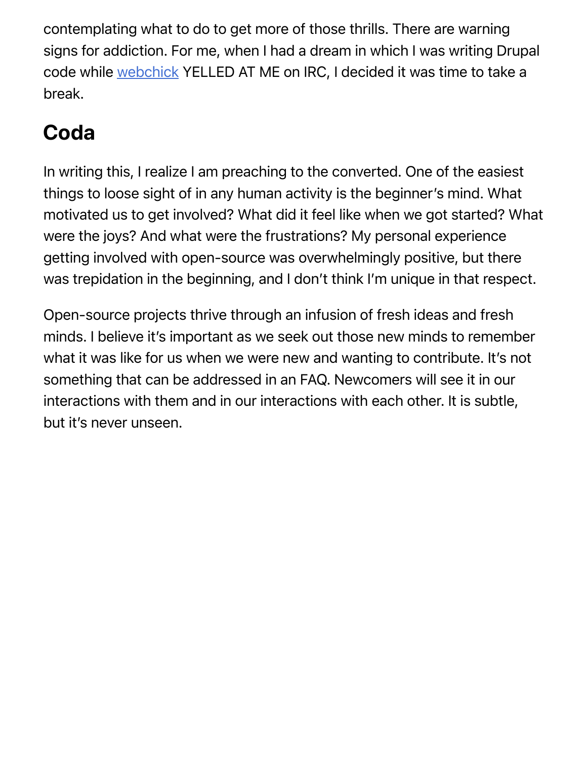contemplating what to do to get more of those thrills. There are warning signs for addiction. For me, when I had a dream in which I was writing Drupal code while webchick YELLED AT ME on IRC, I decided it was time to take a break.

## Coda

In writing this, I realize I am preaching to the converted. One of the easiest things to loose sight of in any human activity is the beginner's mind. What motivated us to get involved? What did it feel like when we got started? What were the joys? And what were the frustrations? My personal experience getting involved with open-source was overwhelmingly positive, but there was trepidation in the beginning, and I don't think I'm unique in that respect.

Open-source projects thrive through an infusion of fresh ideas and fresh minds. I believe it's important as we seek out those new minds to remember what it was like for us when we were new and wanting to contribute. It's not something that can be addressed in an FAQ. Newcomers will see it in our interactions with them and in our interactions with each other. It is subtle, but it's never unseen.